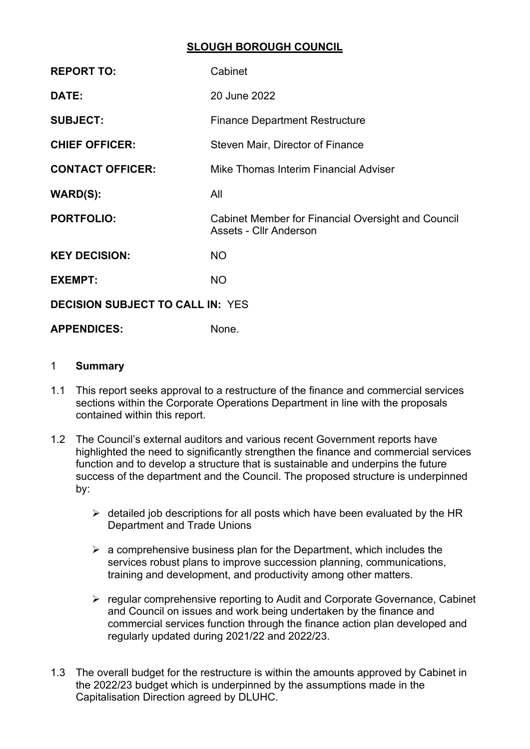# SLOUGH BOROUGH COUNCIL

| | |
|---|---|
| **REPORT TO:** | Cabinet |
| **DATE:** | 20 June 2022 |
| **SUBJECT:** | Finance Department Restructure |
| **CHIEF OFFICER:** | Steven Mair, Director of Finance |
| **CONTACT OFFICER:** | Mike Thomas Interim Financial Adviser |
| **WARD(S):** | All |
| **PORTFOLIO:** | Cabinet Member for Financial Oversight and Council Assets - Cllr Anderson |
| **KEY DECISION:** | NO |
| **EXEMPT:** | NO |
| **DECISION SUBJECT TO CALL IN:** | YES |
| **APPENDICES:** | None. |

## 1 Summary

1.1 This report seeks approval to a restructure of the finance and commercial services sections within the Corporate Operations Department in line with the proposals contained within this report.

1.2 The Council's external auditors and various recent Government reports have highlighted the need to significantly strengthen the finance and commercial services function and to develop a structure that is sustainable and underpins the future success of the department and the Council. The proposed structure is underpinned by:

- detailed job descriptions for all posts which have been evaluated by the HR Department and Trade Unions
- a comprehensive business plan for the Department, which includes the services robust plans to improve succession planning, communications, training and development, and productivity among other matters.
- regular comprehensive reporting to Audit and Corporate Governance, Cabinet and Council on issues and work being undertaken by the finance and commercial services function through the finance action plan developed and regularly updated during 2021/22 and 2022/23.

1.3 The overall budget for the restructure is within the amounts approved by Cabinet in the 2022/23 budget which is underpinned by the assumptions made in the Capitalisation Direction agreed by DLUHC.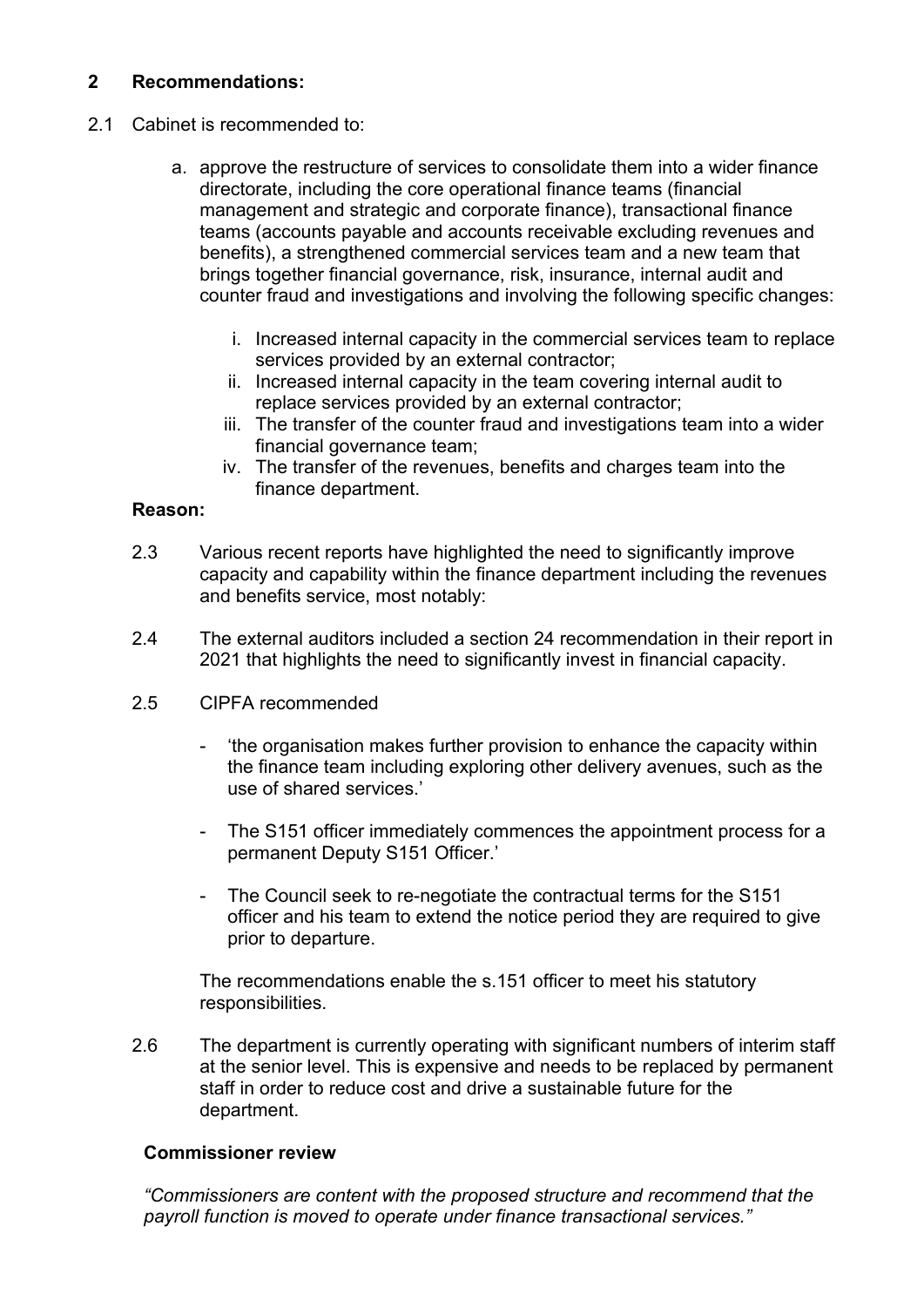## 2 Recommendations:

2.1 Cabinet is recommended to:

a. approve the restructure of services to consolidate them into a wider finance directorate, including the core operational finance teams (financial management and strategic and corporate finance), transactional finance teams (accounts payable and accounts receivable excluding revenues and benefits), a strengthened commercial services team and a new team that brings together financial governance, risk, insurance, internal audit and counter fraud and investigations and involving the following specific changes:

   i. Increased internal capacity in the commercial services team to replace services provided by an external contractor;
   ii. Increased internal capacity in the team covering internal audit to replace services provided by an external contractor;
   iii. The transfer of the counter fraud and investigations team into a wider financial governance team;
   iv. The transfer of the revenues, benefits and charges team into the finance department.

**Reason:**

2.3 Various recent reports have highlighted the need to significantly improve capacity and capability within the finance department including the revenues and benefits service, most notably:

2.4 The external auditors included a section 24 recommendation in their report in 2021 that highlights the need to significantly invest in financial capacity.

2.5 CIPFA recommended

- 'the organisation makes further provision to enhance the capacity within the finance team including exploring other delivery avenues, such as the use of shared services.'
- The S151 officer immediately commences the appointment process for a permanent Deputy S151 Officer.'
- The Council seek to re-negotiate the contractual terms for the S151 officer and his team to extend the notice period they are required to give prior to departure.

The recommendations enable the s.151 officer to meet his statutory responsibilities.

2.6 The department is currently operating with significant numbers of interim staff at the senior level. This is expensive and needs to be replaced by permanent staff in order to reduce cost and drive a sustainable future for the department.

**Commissioner review**

*"Commissioners are content with the proposed structure and recommend that the payroll function is moved to operate under finance transactional services."*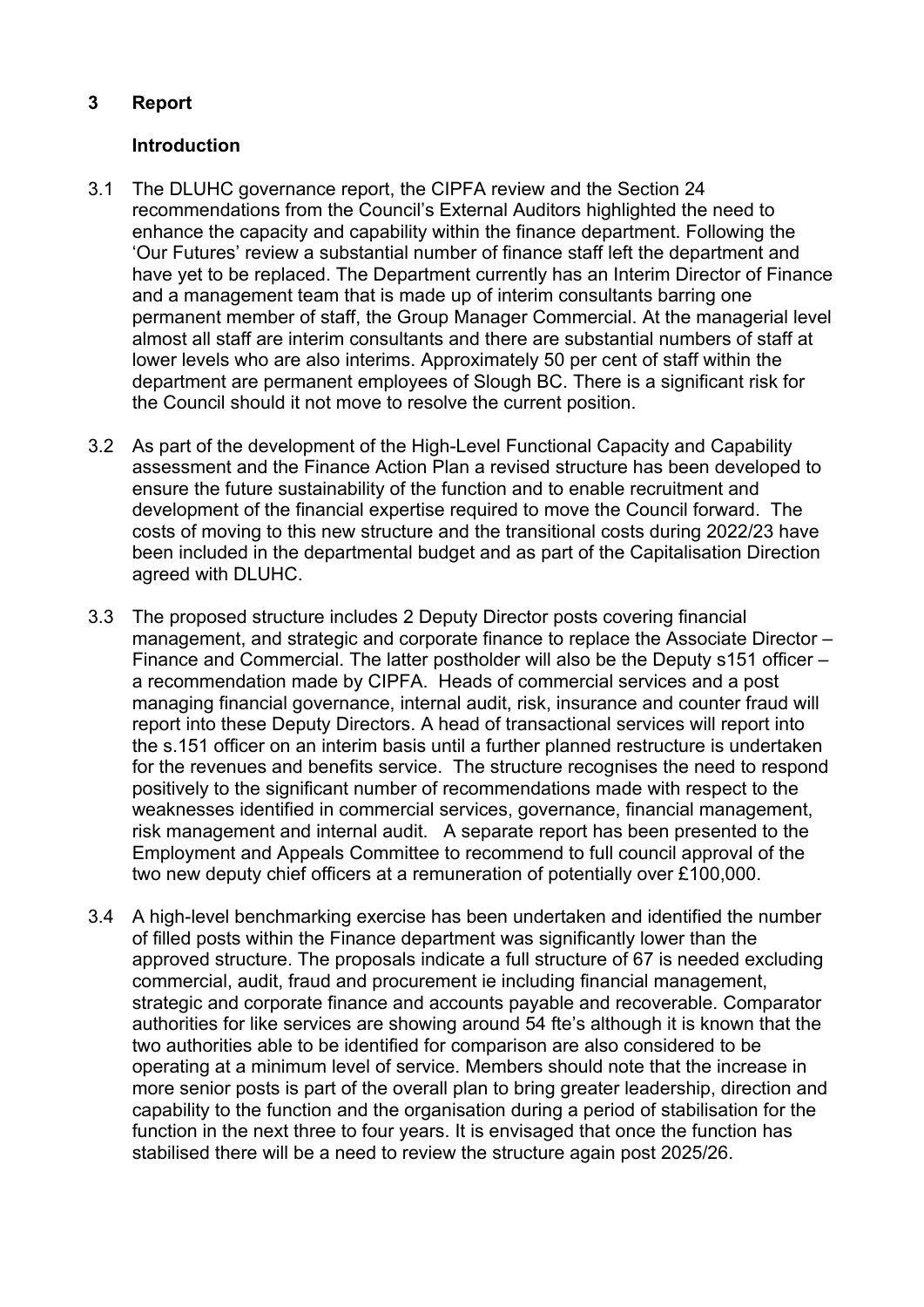## 3 Report

### Introduction

3.1 The DLUHC governance report, the CIPFA review and the Section 24 recommendations from the Council's External Auditors highlighted the need to enhance the capacity and capability within the finance department. Following the 'Our Futures' review a substantial number of finance staff left the department and have yet to be replaced. The Department currently has an Interim Director of Finance and a management team that is made up of interim consultants barring one permanent member of staff, the Group Manager Commercial. At the managerial level almost all staff are interim consultants and there are substantial numbers of staff at lower levels who are also interims. Approximately 50 per cent of staff within the department are permanent employees of Slough BC. There is a significant risk for the Council should it not move to resolve the current position.

3.2 As part of the development of the High-Level Functional Capacity and Capability assessment and the Finance Action Plan a revised structure has been developed to ensure the future sustainability of the function and to enable recruitment and development of the financial expertise required to move the Council forward. The costs of moving to this new structure and the transitional costs during 2022/23 have been included in the departmental budget and as part of the Capitalisation Direction agreed with DLUHC.

3.3 The proposed structure includes 2 Deputy Director posts covering financial management, and strategic and corporate finance to replace the Associate Director – Finance and Commercial. The latter postholder will also be the Deputy s151 officer – a recommendation made by CIPFA. Heads of commercial services and a post managing financial governance, internal audit, risk, insurance and counter fraud will report into these Deputy Directors. A head of transactional services will report into the s.151 officer on an interim basis until a further planned restructure is undertaken for the revenues and benefits service. The structure recognises the need to respond positively to the significant number of recommendations made with respect to the weaknesses identified in commercial services, governance, financial management, risk management and internal audit. A separate report has been presented to the Employment and Appeals Committee to recommend to full council approval of the two new deputy chief officers at a remuneration of potentially over £100,000.

3.4 A high-level benchmarking exercise has been undertaken and identified the number of filled posts within the Finance department was significantly lower than the approved structure. The proposals indicate a full structure of 67 is needed excluding commercial, audit, fraud and procurement ie including financial management, strategic and corporate finance and accounts payable and recoverable. Comparator authorities for like services are showing around 54 fte's although it is known that the two authorities able to be identified for comparison are also considered to be operating at a minimum level of service. Members should note that the increase in more senior posts is part of the overall plan to bring greater leadership, direction and capability to the function and the organisation during a period of stabilisation for the function in the next three to four years. It is envisaged that once the function has stabilised there will be a need to review the structure again post 2025/26.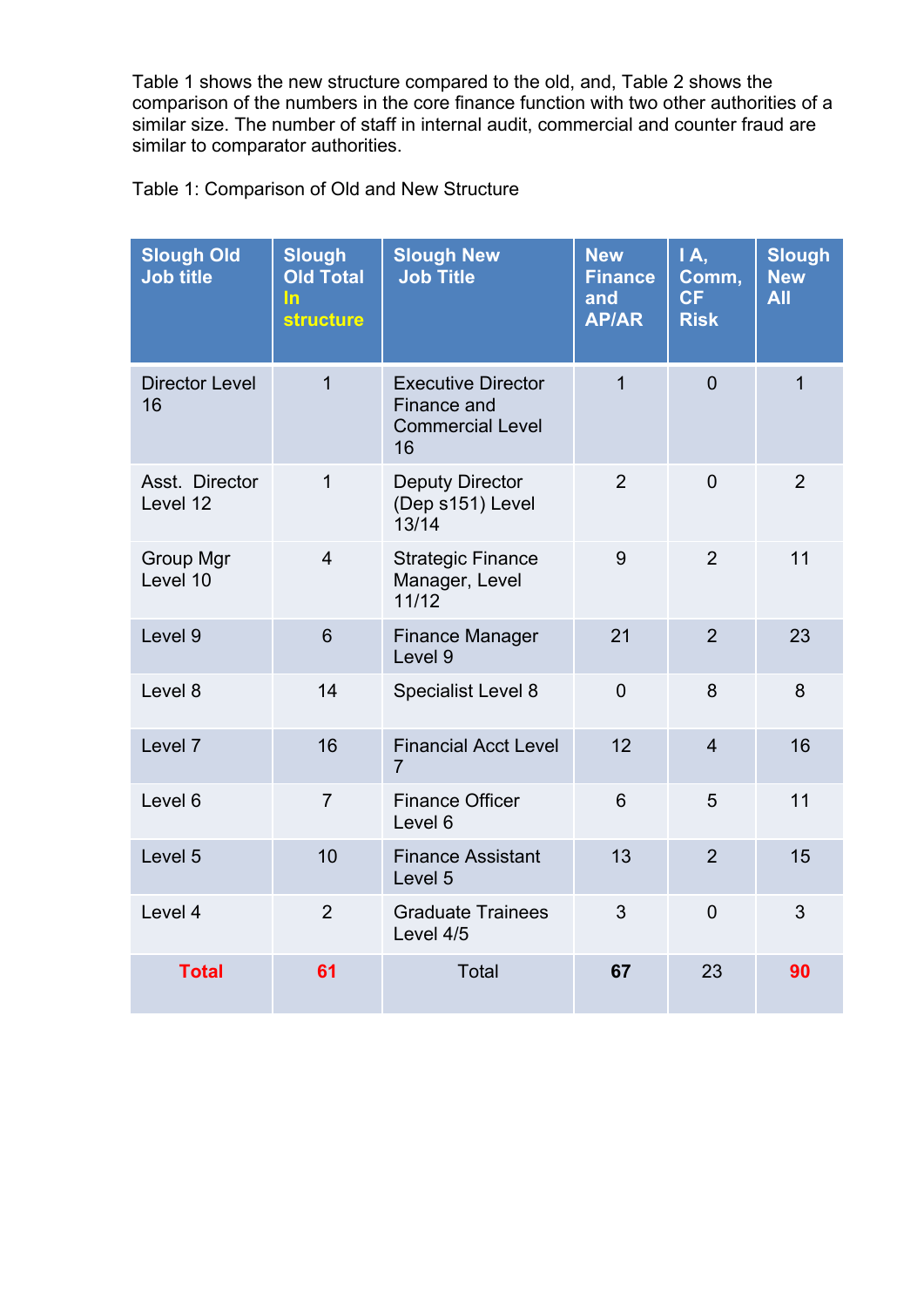Table 1 shows the new structure compared to the old, and, Table 2 shows the comparison of the numbers in the core finance function with two other authorities of a similar size. The number of staff in internal audit, commercial and counter fraud are similar to comparator authorities.

Table 1: Comparison of Old and New Structure

| Slough Old Job title | Slough Old Total In structure | Slough New Job Title | New Finance and AP/AR | I A, Comm, CF Risk | Slough New All |
|---|---|---|---|---|---|
| Director Level 16 | 1 | Executive Director Finance and Commercial Level 16 | 1 | 0 | 1 |
| Asst. Director Level 12 | 1 | Deputy Director (Dep s151) Level 13/14 | 2 | 0 | 2 |
| Group Mgr Level 10 | 4 | Strategic Finance Manager, Level 11/12 | 9 | 2 | 11 |
| Level 9 | 6 | Finance Manager Level 9 | 21 | 2 | 23 |
| Level 8 | 14 | Specialist Level 8 | 0 | 8 | 8 |
| Level 7 | 16 | Financial Acct Level 7 | 12 | 4 | 16 |
| Level 6 | 7 | Finance Officer Level 6 | 6 | 5 | 11 |
| Level 5 | 10 | Finance Assistant Level 5 | 13 | 2 | 15 |
| Level 4 | 2 | Graduate Trainees Level 4/5 | 3 | 0 | 3 |
| **Total** | **61** | Total | **67** | 23 | **90** |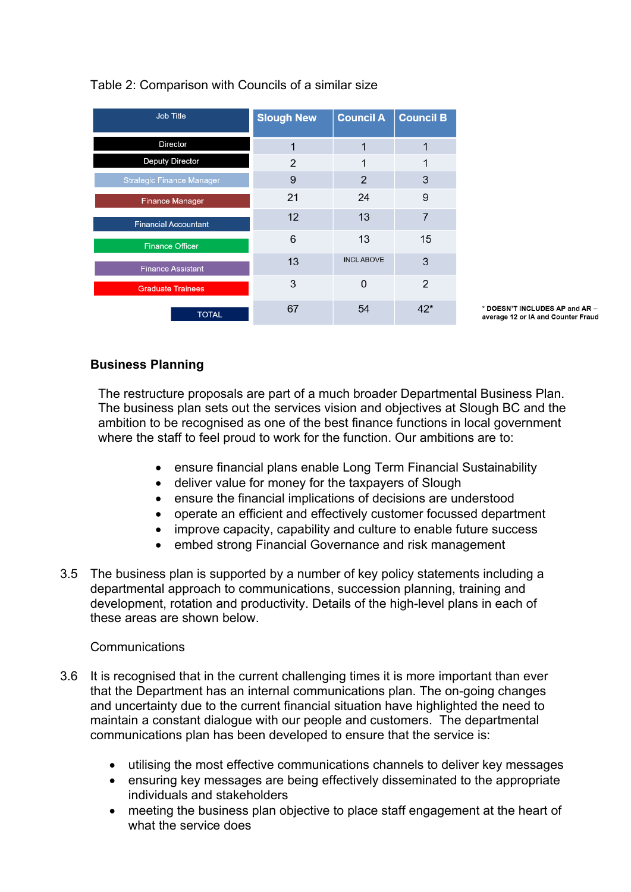Table 2: Comparison with Councils of a similar size

| Job Title | Slough New | Council A | Council B |
|---|---|---|---|
| Director | 1 | 1 | 1 |
| Deputy Director | 2 | 1 | 1 |
| Strategic Finance Manager | 9 | 2 | 3 |
| Finance Manager | 21 | 24 | 9 |
| Financial Accountant | 12 | 13 | 7 |
| Finance Officer | 6 | 13 | 15 |
| Finance Assistant | 13 | INCL ABOVE | 3 |
| Graduate Trainees | 3 | 0 | 2 |
| TOTAL | 67 | 54 | 42* |

* DOESN'T INCLUDES AP and AR – average 12 or IA and Counter Fraud

## Business Planning

The restructure proposals are part of a much broader Departmental Business Plan. The business plan sets out the services vision and objectives at Slough BC and the ambition to be recognised as one of the best finance functions in local government where the staff to feel proud to work for the function. Our ambitions are to:

- ensure financial plans enable Long Term Financial Sustainability
- deliver value for money for the taxpayers of Slough
- ensure the financial implications of decisions are understood
- operate an efficient and effectively customer focussed department
- improve capacity, capability and culture to enable future success
- embed strong Financial Governance and risk management

3.5 The business plan is supported by a number of key policy statements including a departmental approach to communications, succession planning, training and development, rotation and productivity. Details of the high-level plans in each of these areas are shown below.

Communications

3.6 It is recognised that in the current challenging times it is more important than ever that the Department has an internal communications plan. The on-going changes and uncertainty due to the current financial situation have highlighted the need to maintain a constant dialogue with our people and customers. The departmental communications plan has been developed to ensure that the service is:

- utilising the most effective communications channels to deliver key messages
- ensuring key messages are being effectively disseminated to the appropriate individuals and stakeholders
- meeting the business plan objective to place staff engagement at the heart of what the service does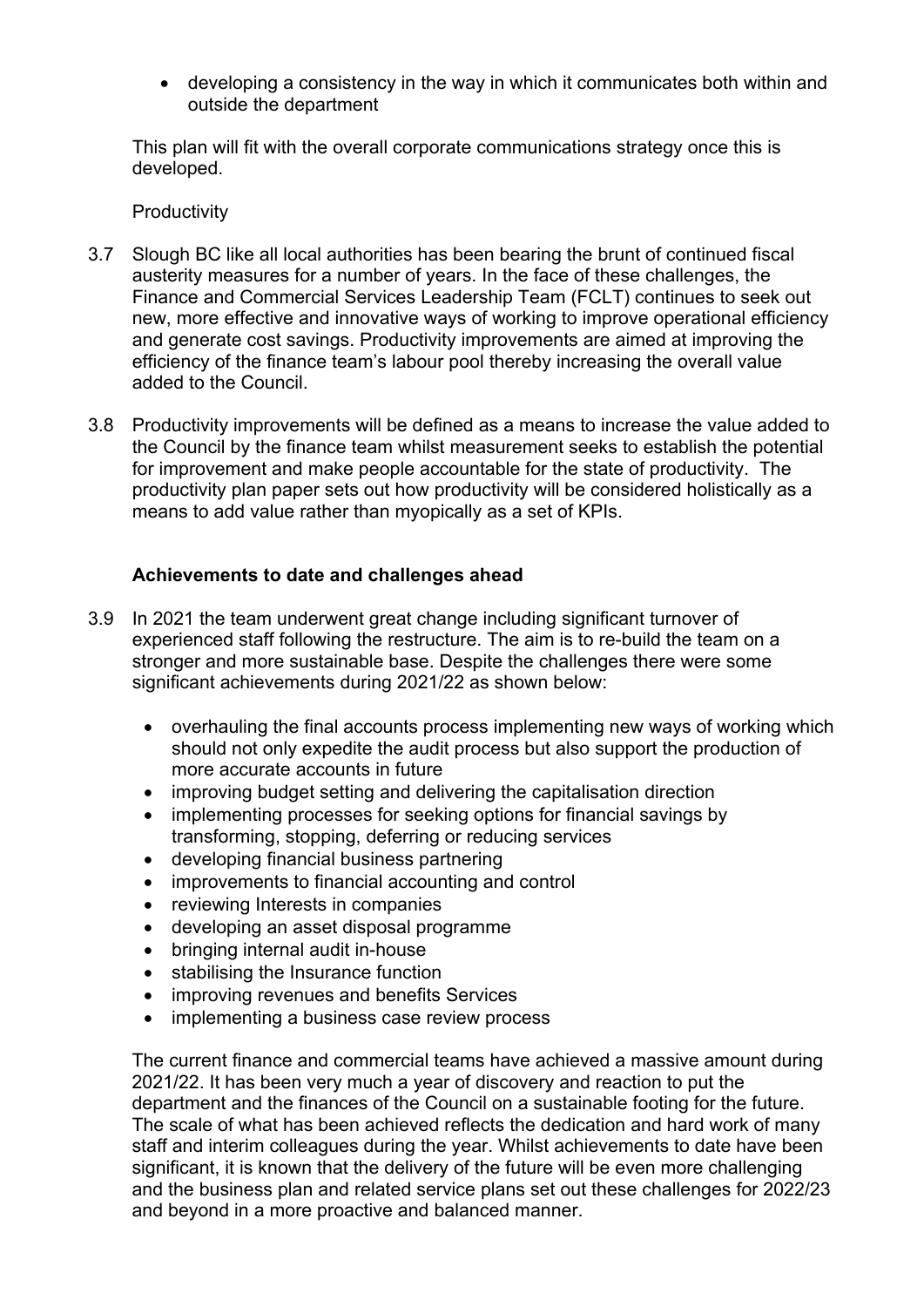- developing a consistency in the way in which it communicates both within and outside the department

This plan will fit with the overall corporate communications strategy once this is developed.

Productivity

3.7 Slough BC like all local authorities has been bearing the brunt of continued fiscal austerity measures for a number of years. In the face of these challenges, the Finance and Commercial Services Leadership Team (FCLT) continues to seek out new, more effective and innovative ways of working to improve operational efficiency and generate cost savings. Productivity improvements are aimed at improving the efficiency of the finance team's labour pool thereby increasing the overall value added to the Council.

3.8 Productivity improvements will be defined as a means to increase the value added to the Council by the finance team whilst measurement seeks to establish the potential for improvement and make people accountable for the state of productivity. The productivity plan paper sets out how productivity will be considered holistically as a means to add value rather than myopically as a set of KPIs.

**Achievements to date and challenges ahead**

3.9 In 2021 the team underwent great change including significant turnover of experienced staff following the restructure. The aim is to re-build the team on a stronger and more sustainable base. Despite the challenges there were some significant achievements during 2021/22 as shown below:

- overhauling the final accounts process implementing new ways of working which should not only expedite the audit process but also support the production of more accurate accounts in future
- improving budget setting and delivering the capitalisation direction
- implementing processes for seeking options for financial savings by transforming, stopping, deferring or reducing services
- developing financial business partnering
- improvements to financial accounting and control
- reviewing Interests in companies
- developing an asset disposal programme
- bringing internal audit in-house
- stabilising the Insurance function
- improving revenues and benefits Services
- implementing a business case review process

The current finance and commercial teams have achieved a massive amount during 2021/22. It has been very much a year of discovery and reaction to put the department and the finances of the Council on a sustainable footing for the future. The scale of what has been achieved reflects the dedication and hard work of many staff and interim colleagues during the year. Whilst achievements to date have been significant, it is known that the delivery of the future will be even more challenging and the business plan and related service plans set out these challenges for 2022/23 and beyond in a more proactive and balanced manner.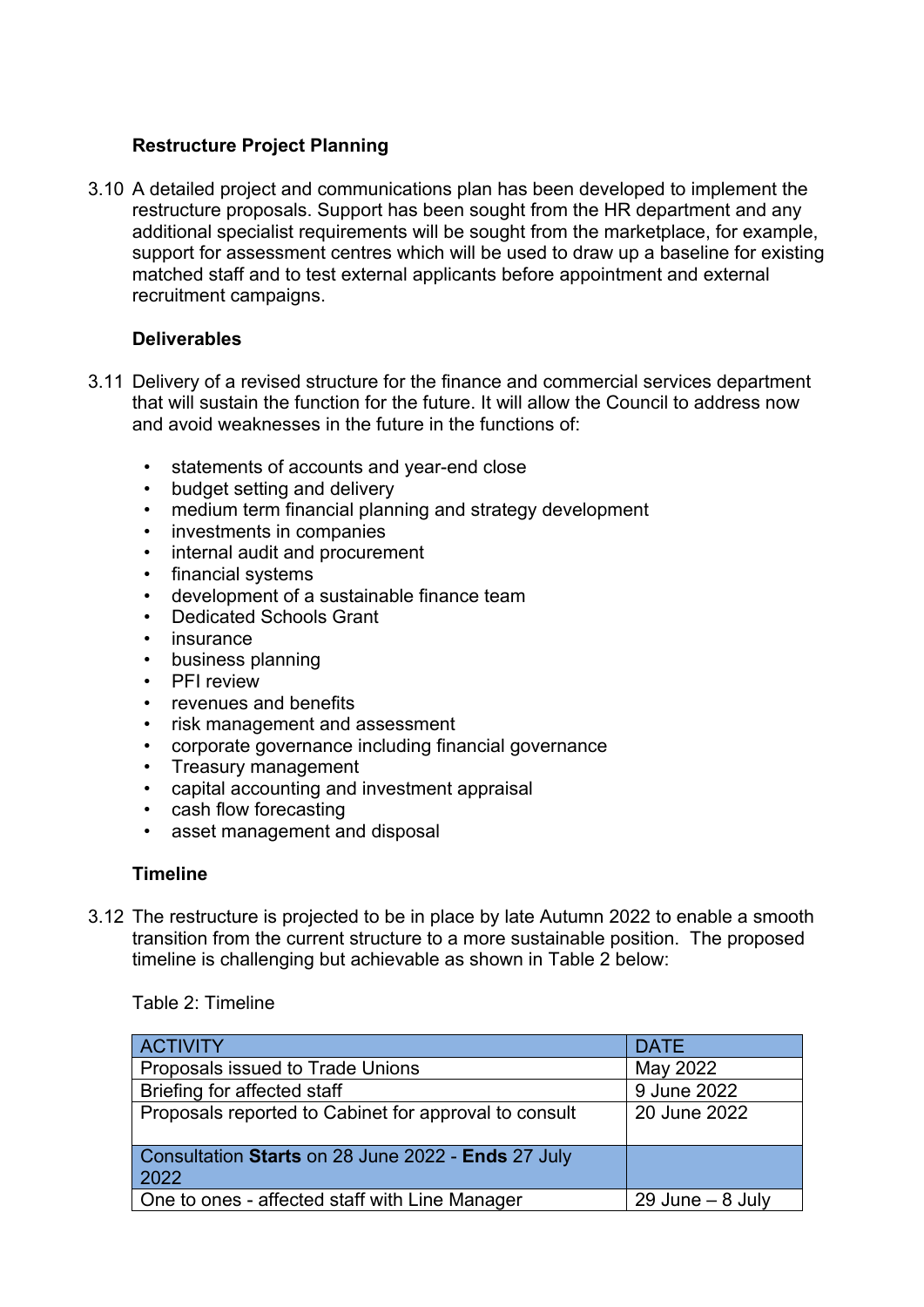**Restructure Project Planning**

3.10 A detailed project and communications plan has been developed to implement the restructure proposals. Support has been sought from the HR department and any additional specialist requirements will be sought from the marketplace, for example, support for assessment centres which will be used to draw up a baseline for existing matched staff and to test external applicants before appointment and external recruitment campaigns.

**Deliverables**

3.11 Delivery of a revised structure for the finance and commercial services department that will sustain the function for the future. It will allow the Council to address now and avoid weaknesses in the future in the functions of:

- statements of accounts and year-end close
- budget setting and delivery
- medium term financial planning and strategy development
- investments in companies
- internal audit and procurement
- financial systems
- development of a sustainable finance team
- Dedicated Schools Grant
- insurance
- business planning
- PFI review
- revenues and benefits
- risk management and assessment
- corporate governance including financial governance
- Treasury management
- capital accounting and investment appraisal
- cash flow forecasting
- asset management and disposal

**Timeline**

3.12 The restructure is projected to be in place by late Autumn 2022 to enable a smooth transition from the current structure to a more sustainable position. The proposed timeline is challenging but achievable as shown in Table 2 below:

Table 2: Timeline

| ACTIVITY | DATE |
| --- | --- |
| Proposals issued to Trade Unions | May 2022 |
| Briefing for affected staff | 9 June 2022 |
| Proposals reported to Cabinet for approval to consult | 20 June 2022 |
| Consultation **Starts** on 28 June 2022 - **Ends** 27 July 2022 | |
| One to ones - affected staff with Line Manager | 29 June – 8 July |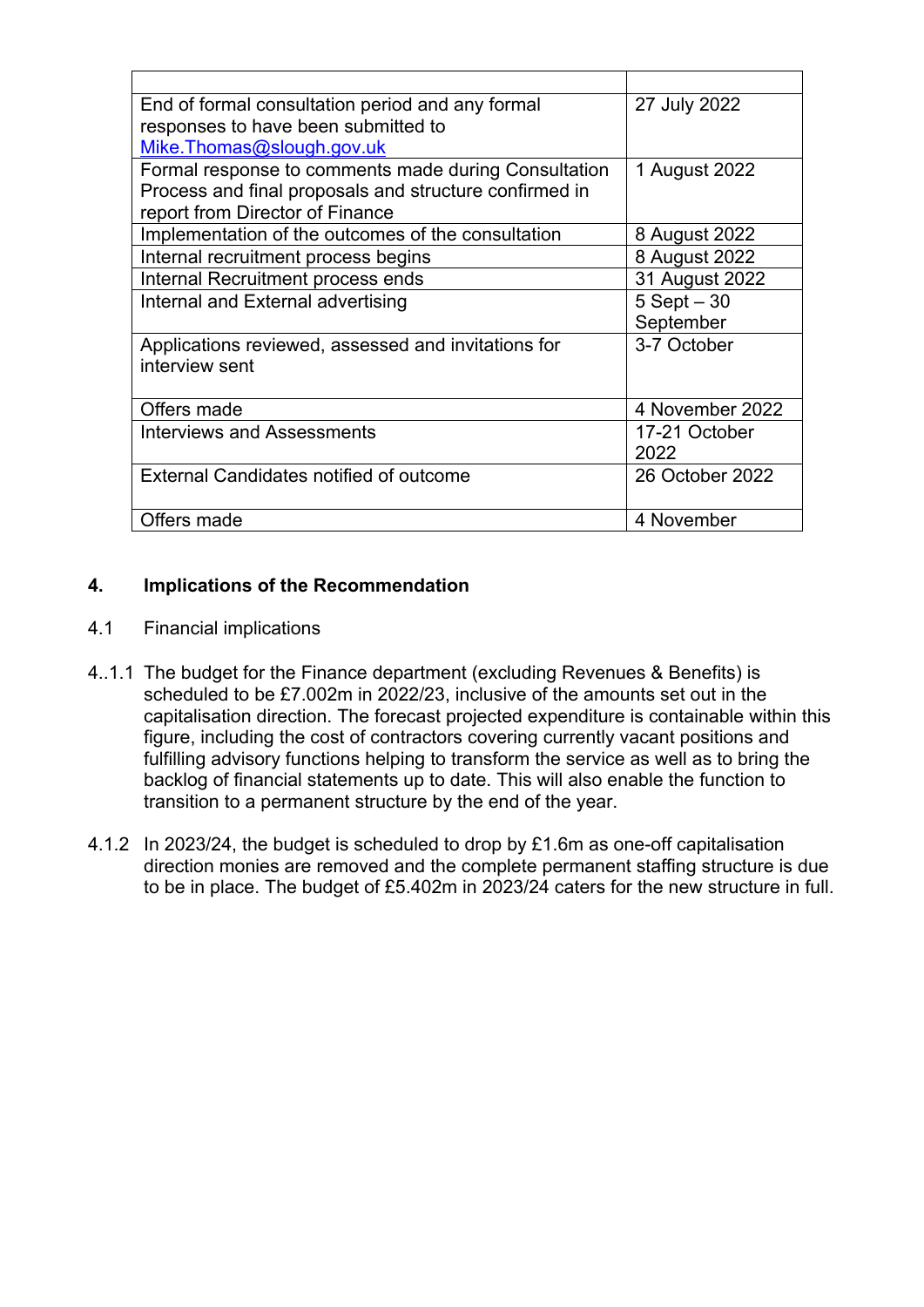| | |
|---|---|
| End of formal consultation period and any formal responses to have been submitted to Mike.Thomas@slough.gov.uk | 27 July 2022 |
| Formal response to comments made during Consultation Process and final proposals and structure confirmed in report from Director of Finance | 1 August 2022 |
| Implementation of the outcomes of the consultation | 8 August 2022 |
| Internal recruitment process begins | 8 August 2022 |
| Internal Recruitment process ends | 31 August 2022 |
| Internal and External advertising | 5 Sept – 30 September |
| Applications reviewed, assessed and invitations for interview sent | 3-7 October |
| Offers made | 4 November 2022 |
| Interviews and Assessments | 17-21 October 2022 |
| External Candidates notified of outcome | 26 October 2022 |
| Offers made | 4 November |

## 4. Implications of the Recommendation

4.1 Financial implications

4..1.1 The budget for the Finance department (excluding Revenues & Benefits) is scheduled to be £7.002m in 2022/23, inclusive of the amounts set out in the capitalisation direction. The forecast projected expenditure is containable within this figure, including the cost of contractors covering currently vacant positions and fulfilling advisory functions helping to transform the service as well as to bring the backlog of financial statements up to date. This will also enable the function to transition to a permanent structure by the end of the year.

4.1.2 In 2023/24, the budget is scheduled to drop by £1.6m as one-off capitalisation direction monies are removed and the complete permanent staffing structure is due to be in place. The budget of £5.402m in 2023/24 caters for the new structure in full.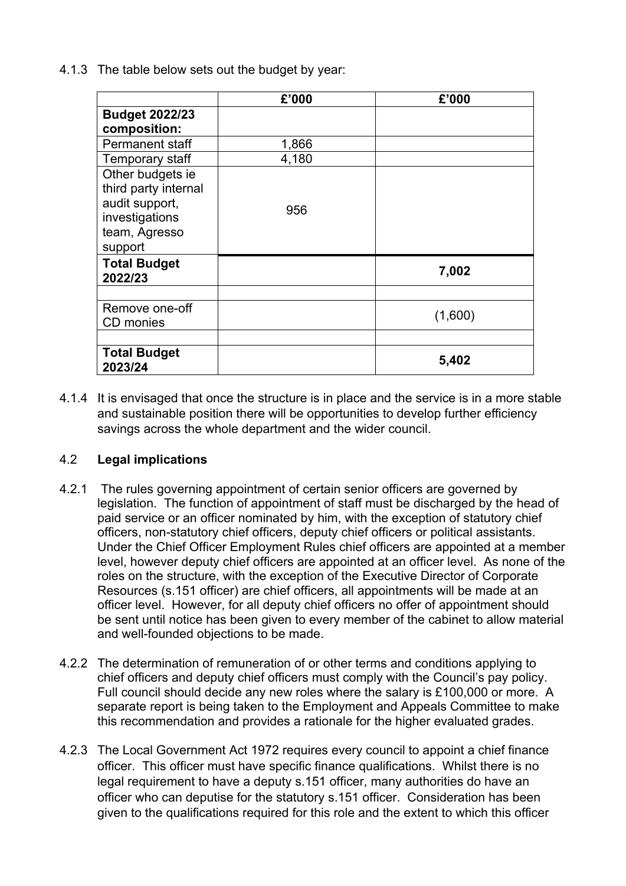4.1.3 The table below sets out the budget by year:

| | £'000 | £'000 |
|---|---|---|
| **Budget 2022/23 composition:** | | |
| Permanent staff | 1,866 | |
| Temporary staff | 4,180 | |
| Other budgets ie third party internal audit support, investigations team, Agresso support | 956 | |
| **Total Budget 2022/23** | | **7,002** |
| | | |
| Remove one-off CD monies | | (1,600) |
| | | |
| **Total Budget 2023/24** | | **5,402** |

4.1.4 It is envisaged that once the structure is in place and the service is in a more stable and sustainable position there will be opportunities to develop further efficiency savings across the whole department and the wider council.

### 4.2 Legal implications

4.2.1 The rules governing appointment of certain senior officers are governed by legislation. The function of appointment of staff must be discharged by the head of paid service or an officer nominated by him, with the exception of statutory chief officers, non-statutory chief officers, deputy chief officers or political assistants. Under the Chief Officer Employment Rules chief officers are appointed at a member level, however deputy chief officers are appointed at an officer level. As none of the roles on the structure, with the exception of the Executive Director of Corporate Resources (s.151 officer) are chief officers, all appointments will be made at an officer level. However, for all deputy chief officers no offer of appointment should be sent until notice has been given to every member of the cabinet to allow material and well-founded objections to be made.

4.2.2 The determination of remuneration of or other terms and conditions applying to chief officers and deputy chief officers must comply with the Council's pay policy. Full council should decide any new roles where the salary is £100,000 or more. A separate report is being taken to the Employment and Appeals Committee to make this recommendation and provides a rationale for the higher evaluated grades.

4.2.3 The Local Government Act 1972 requires every council to appoint a chief finance officer. This officer must have specific finance qualifications. Whilst there is no legal requirement to have a deputy s.151 officer, many authorities do have an officer who can deputise for the statutory s.151 officer. Consideration has been given to the qualifications required for this role and the extent to which this officer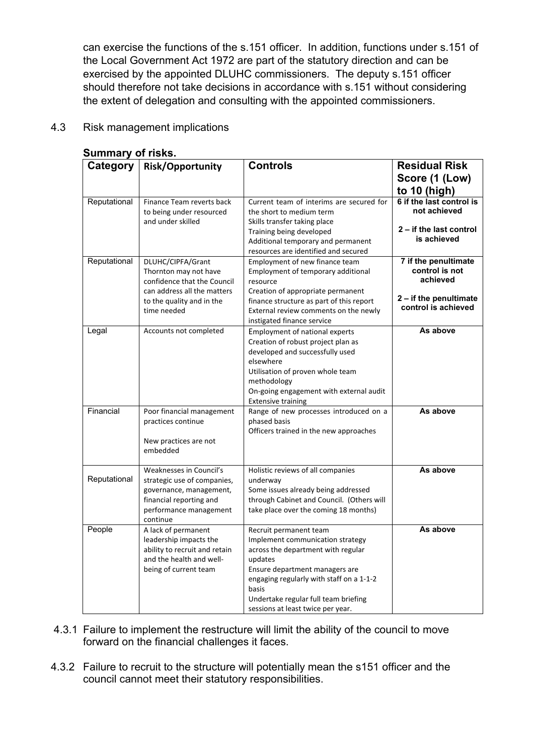can exercise the functions of the s.151 officer. In addition, functions under s.151 of the Local Government Act 1972 are part of the statutory direction and can be exercised by the appointed DLUHC commissioners. The deputy s.151 officer should therefore not take decisions in accordance with s.151 without considering the extent of delegation and consulting with the appointed commissioners.

4.3 Risk management implications

**Summary of risks.**

| Category | Risk/Opportunity | Controls | Residual Risk Score (1 (Low) to 10 (high) |
|---|---|---|---|
| Reputational | Finance Team reverts back to being under resourced and under skilled | Current team of interims are secured for the short to medium term<br>Skills transfer taking place<br>Training being developed<br>Additional temporary and permanent resources are identified and secured | **6 if the last control is not achieved**<br><br>**2 – if the last control is achieved** |
| Reputational | DLUHC/CIPFA/Grant Thornton may not have confidence that the Council can address all the matters to the quality and in the time needed | Employment of new finance team<br>Employment of temporary additional resource<br>Creation of appropriate permanent finance structure as part of this report<br>External review comments on the newly instigated finance service | **7 if the penultimate control is not achieved**<br><br>**2 – if the penultimate control is achieved** |
| Legal | Accounts not completed | Employment of national experts<br>Creation of robust project plan as developed and successfully used elsewhere<br>Utilisation of proven whole team methodology<br>On-going engagement with external audit<br>Extensive training | **As above** |
| Financial | Poor financial management practices continue<br><br>New practices are not embedded | Range of new processes introduced on a phased basis<br>Officers trained in the new approaches | **As above** |
| Reputational | Weaknesses in Council's strategic use of companies, governance, management, financial reporting and performance management continue | Holistic reviews of all companies underway<br>Some issues already being addressed through Cabinet and Council. (Others will take place over the coming 18 months) | **As above** |
| People | A lack of permanent leadership impacts the ability to recruit and retain and the health and well-being of current team | Recruit permanent team<br>Implement communication strategy across the department with regular updates<br>Ensure department managers are engaging regularly with staff on a 1-1-2 basis<br>Undertake regular full team briefing sessions at least twice per year. | **As above** |

4.3.1 Failure to implement the restructure will limit the ability of the council to move forward on the financial challenges it faces.

4.3.2 Failure to recruit to the structure will potentially mean the s151 officer and the council cannot meet their statutory responsibilities.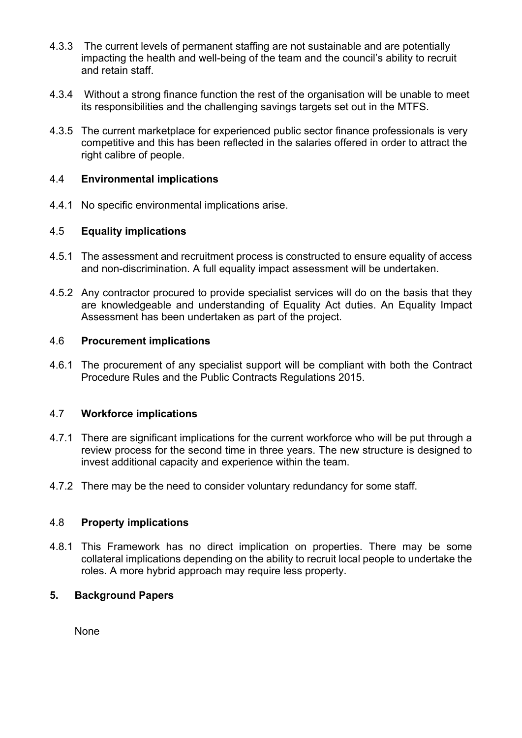4.3.3 The current levels of permanent staffing are not sustainable and are potentially impacting the health and well-being of the team and the council's ability to recruit and retain staff.

4.3.4 Without a strong finance function the rest of the organisation will be unable to meet its responsibilities and the challenging savings targets set out in the MTFS.

4.3.5 The current marketplace for experienced public sector finance professionals is very competitive and this has been reflected in the salaries offered in order to attract the right calibre of people.

### 4.4 Environmental implications

4.4.1 No specific environmental implications arise.

### 4.5 Equality implications

4.5.1 The assessment and recruitment process is constructed to ensure equality of access and non-discrimination. A full equality impact assessment will be undertaken.

4.5.2 Any contractor procured to provide specialist services will do on the basis that they are knowledgeable and understanding of Equality Act duties. An Equality Impact Assessment has been undertaken as part of the project.

### 4.6 Procurement implications

4.6.1 The procurement of any specialist support will be compliant with both the Contract Procedure Rules and the Public Contracts Regulations 2015.

### 4.7 Workforce implications

4.7.1 There are significant implications for the current workforce who will be put through a review process for the second time in three years. The new structure is designed to invest additional capacity and experience within the team.

4.7.2 There may be the need to consider voluntary redundancy for some staff.

### 4.8 Property implications

4.8.1 This Framework has no direct implication on properties. There may be some collateral implications depending on the ability to recruit local people to undertake the roles. A more hybrid approach may require less property.

## 5. Background Papers

None